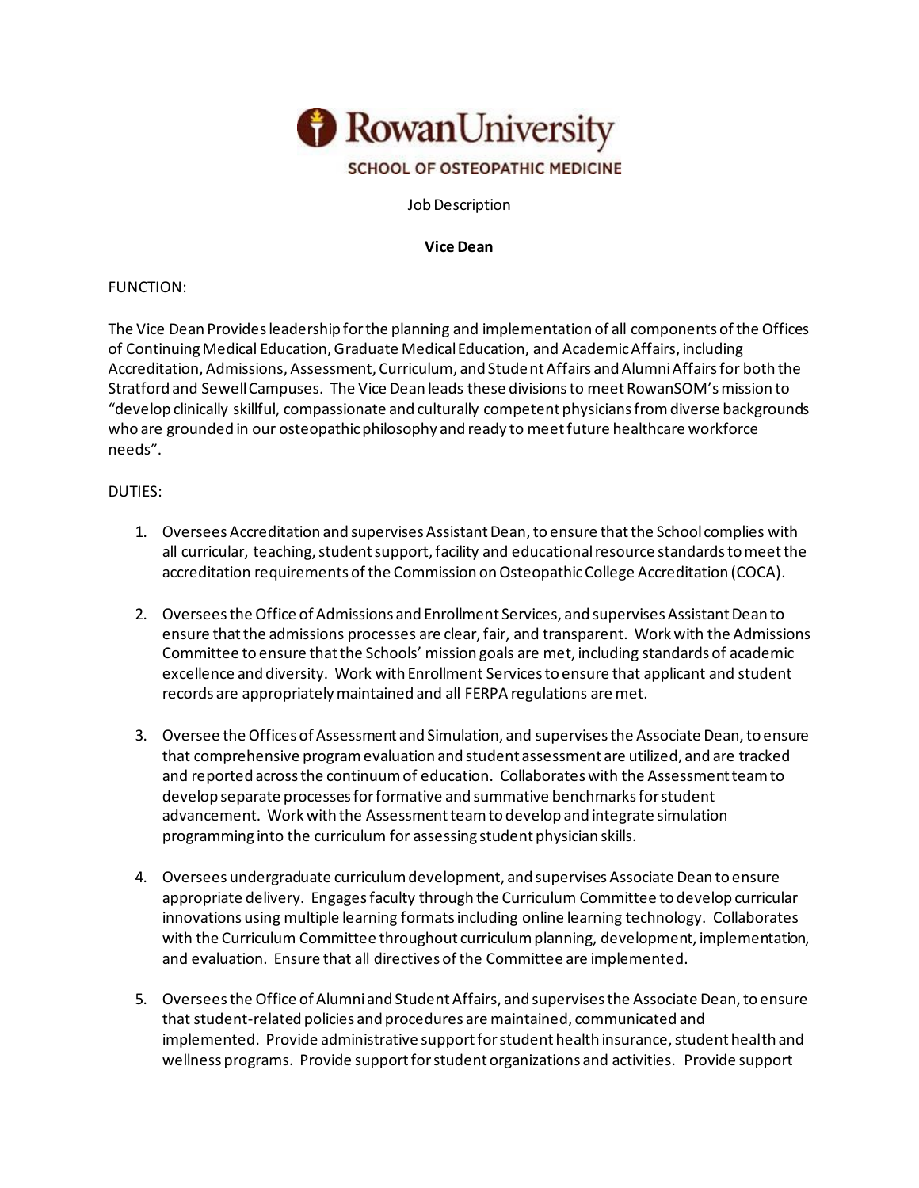Rowan University

SCHOOL OF OSTEOPATHIC MEDICINE

Job Description

**Vice Dean**

FUNCTION:

The Vice Dean Provides leadership for the planning and implementation of all components of the Offices of Continuing Medical Education, Graduate Medical Education, and Academic Affairs, including Accreditation, Admissions, Assessment, Curriculum, and Student Affairs and Alumni Affairs for both the Stratford and Sewell Campuses. The Vice Dean leads these divisions to meet RowanSOM's mission to "develop clinically skillful, compassionate and culturally competent physicians from diverse backgrounds who are grounded in our osteopathic philosophy and ready to meet future healthcare workforce needs".

DUTIES:

1. Oversees Accreditation and supervises Assistant Dean, to ensure that the School complies with all curricular, teaching, student support, facility and educational resource standards to meet the accreditation requirements of the Commission on Osteopathic College Accreditation (COCA).

2. Oversees the Office of Admissions and Enrollment Services, and supervises Assistant Dean to ensure that the admissions processes are clear, fair, and transparent. Work with the Admissions Committee to ensure that the Schools' mission goals are met, including standards of academic excellence and diversity. Work with Enrollment Services to ensure that applicant and student records are appropriately maintained and all FERPA regulations are met.

3. Oversee the Offices of Assessment and Simulation, and supervises the Associate Dean, to ensure that comprehensive program evaluation and student assessment are utilized, and are tracked and reported across the continuum of education. Collaborates with the Assessment team to develop separate processes for formative and summative benchmarks for student advancement. Work with the Assessment team to develop and integrate simulation programming into the curriculum for assessing student physician skills.

4. Oversees undergraduate curriculum development, and supervises Associate Dean to ensure appropriate delivery. Engages faculty through the Curriculum Committee to develop curricular innovations using multiple learning formats including online learning technology. Collaborates with the Curriculum Committee throughout curriculum planning, development, implementation, and evaluation. Ensure that all directives of the Committee are implemented.

5. Oversees the Office of Alumni and Student Affairs, and supervises the Associate Dean, to ensure that student-related policies and procedures are maintained, communicated and implemented. Provide administrative support for student health insurance, student health and wellness programs. Provide support for student organizations and activities. Provide support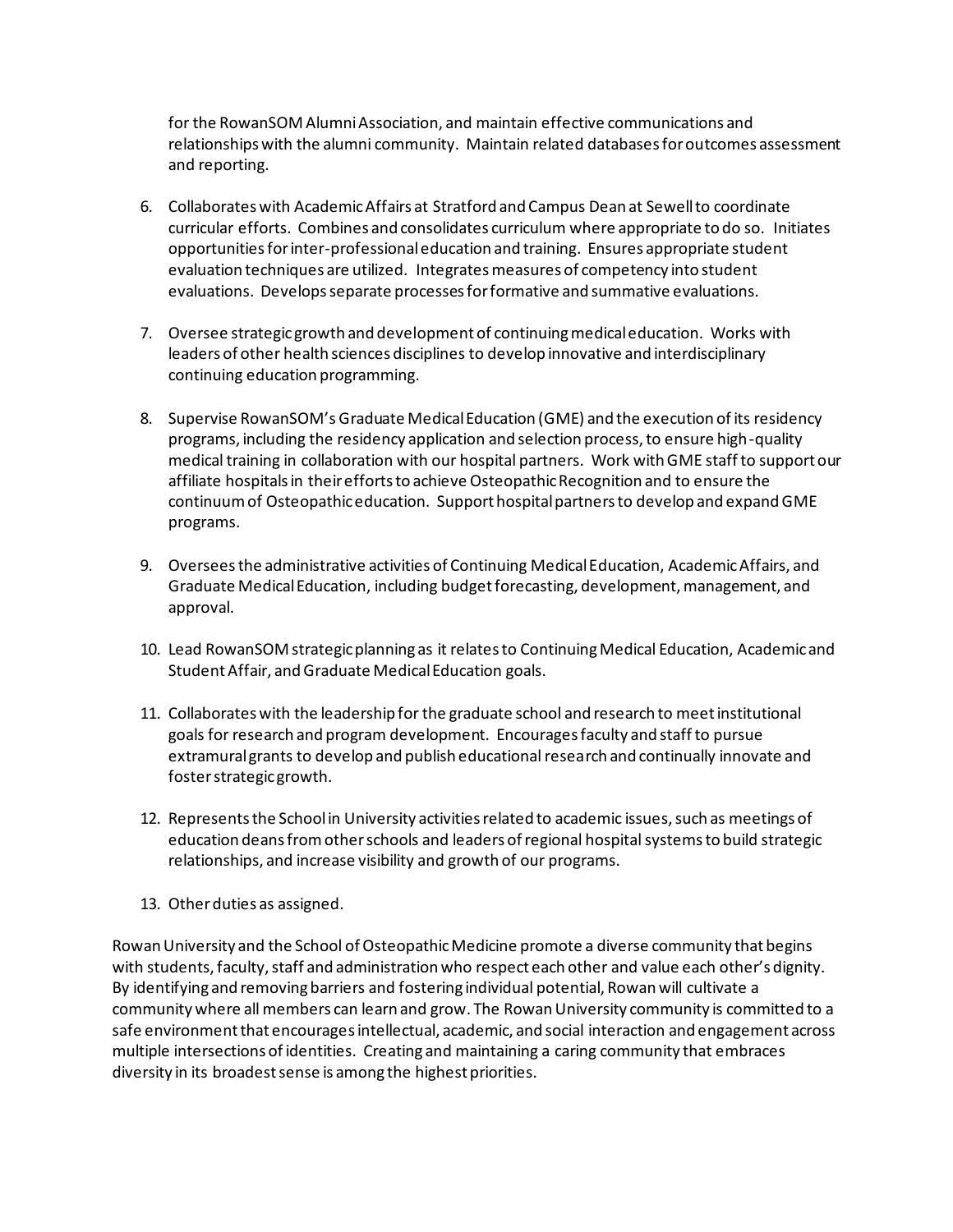for the RowanSOM Alumni Association, and maintain effective communications and relationships with the alumni community. Maintain related databases for outcomes assessment and reporting.

6. Collaborates with Academic Affairs at Stratford and Campus Dean at Sewell to coordinate curricular efforts. Combines and consolidates curriculum where appropriate to do so. Initiates opportunities for inter-professional education and training. Ensures appropriate student evaluation techniques are utilized. Integrates measures of competency into student evaluations. Develops separate processes for formative and summative evaluations.

7. Oversee strategic growth and development of continuing medical education. Works with leaders of other health sciences disciplines to develop innovative and interdisciplinary continuing education programming.

8. Supervise RowanSOM's Graduate Medical Education (GME) and the execution of its residency programs, including the residency application and selection process, to ensure high-quality medical training in collaboration with our hospital partners. Work with GME staff to support our affiliate hospitals in their efforts to achieve Osteopathic Recognition and to ensure the continuum of Osteopathic education. Support hospital partners to develop and expand GME programs.

9. Oversees the administrative activities of Continuing Medical Education, Academic Affairs, and Graduate Medical Education, including budget forecasting, development, management, and approval.

10. Lead RowanSOM strategic planning as it relates to Continuing Medical Education, Academic and Student Affair, and Graduate Medical Education goals.

11. Collaborates with the leadership for the graduate school and research to meet institutional goals for research and program development. Encourages faculty and staff to pursue extramural grants to develop and publish educational research and continually innovate and foster strategic growth.

12. Represents the School in University activities related to academic issues, such as meetings of education deans from other schools and leaders of regional hospital systems to build strategic relationships, and increase visibility and growth of our programs.

13. Other duties as assigned.

Rowan University and the School of Osteopathic Medicine promote a diverse community that begins with students, faculty, staff and administration who respect each other and value each other's dignity. By identifying and removing barriers and fostering individual potential, Rowan will cultivate a community where all members can learn and grow. The Rowan University community is committed to a safe environment that encourages intellectual, academic, and social interaction and engagement across multiple intersections of identities. Creating and maintaining a caring community that embraces diversity in its broadest sense is among the highest priorities.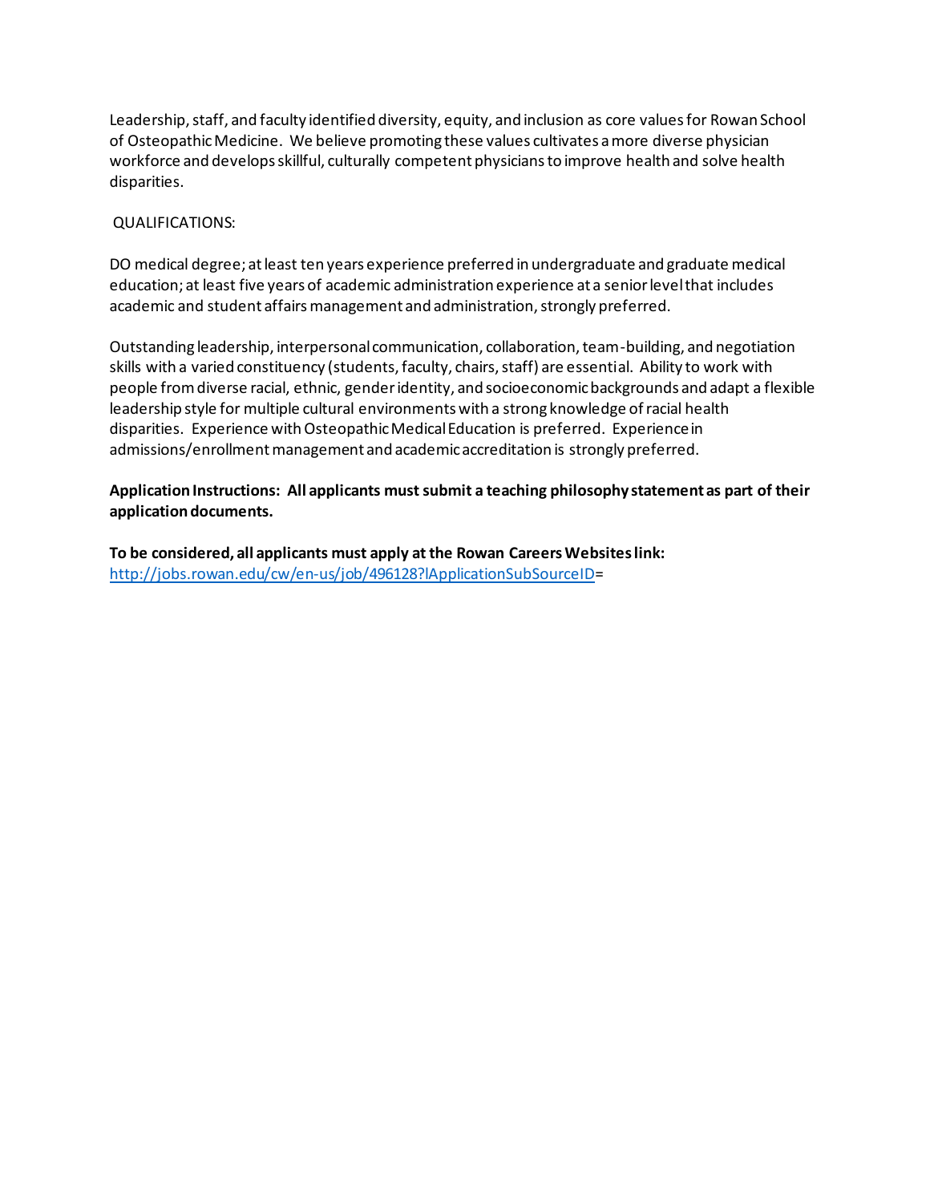Leadership, staff, and faculty identified diversity, equity, and inclusion as core values for Rowan School of Osteopathic Medicine. We believe promoting these values cultivates a more diverse physician workforce and develops skillful, culturally competent physicians to improve health and solve health disparities.

QUALIFICATIONS:

DO medical degree; at least ten years experience preferred in undergraduate and graduate medical education; at least five years of academic administration experience at a senior level that includes academic and student affairs management and administration, strongly preferred.

Outstanding leadership, interpersonal communication, collaboration, team-building, and negotiation skills with a varied constituency (students, faculty, chairs, staff) are essential. Ability to work with people from diverse racial, ethnic, gender identity, and socioeconomic backgrounds and adapt a flexible leadership style for multiple cultural environments with a strong knowledge of racial health disparities. Experience with Osteopathic Medical Education is preferred. Experience in admissions/enrollment management and academic accreditation is strongly preferred.

**Application Instructions: All applicants must submit a teaching philosophy statement as part of their application documents.**

**To be considered, all applicants must apply at the Rowan Careers Websites link:**
[http://jobs.rowan.edu/cw/en-us/job/496128?lApplicationSubSourceID](http://jobs.rowan.edu/cw/en-us/job/496128?lApplicationSubSourceID)=